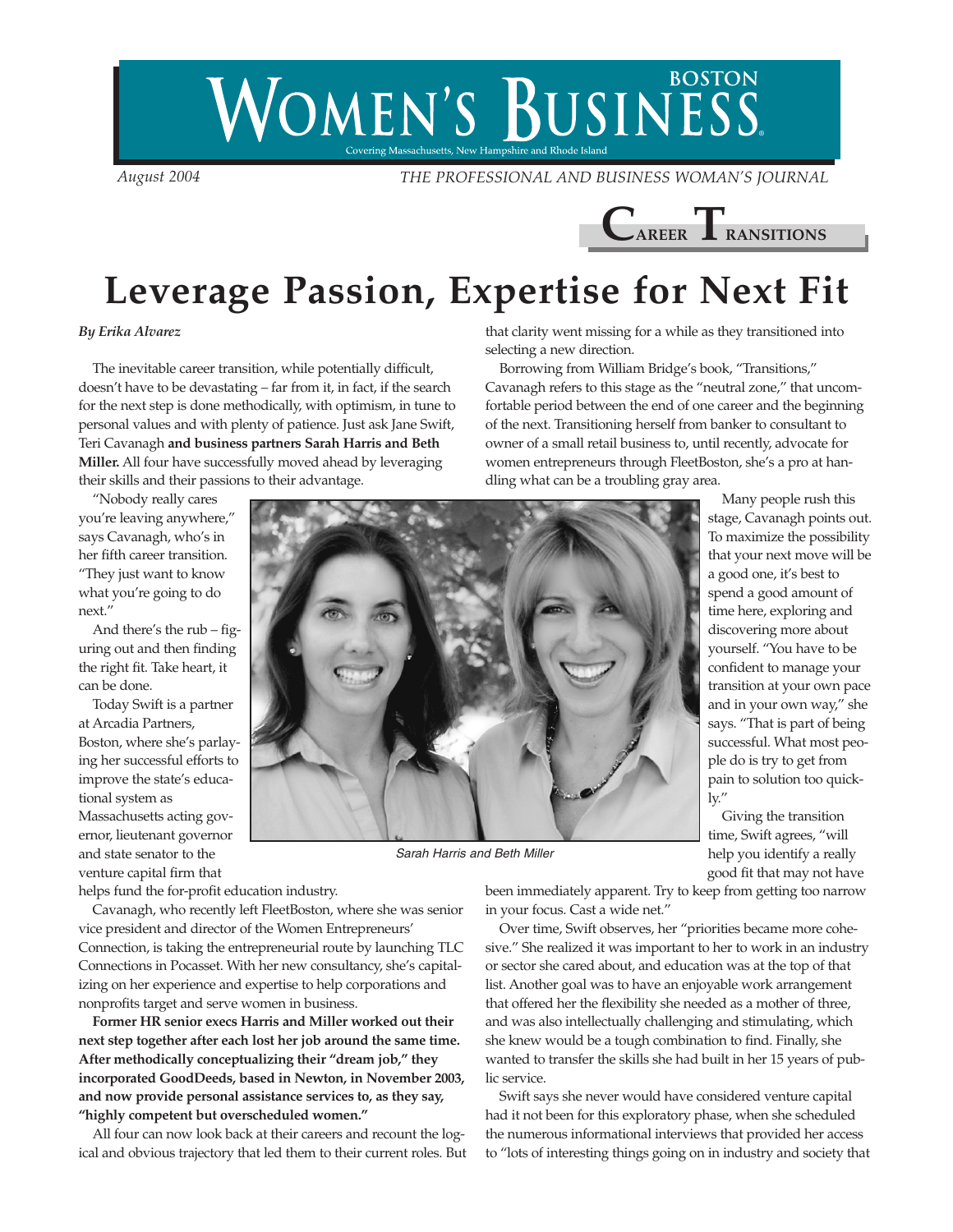# Women's Business

Boston

Covering Massachusetts, New Hampshire and Rhode Island

*August 2004* — *THE PROFESSIONAL AND BUSINESS WOMAN'S JOURNAL*

**CAREER TRANSITIONS**

# Leverage Passion, Expertise for Next Fit

***By Erika Alvarez***

The inevitable career transition, while potentially difficult, doesn't have to be devastating – far from it, in fact, if the search for the next step is done methodically, with optimism, in tune to personal values and with plenty of patience. Just ask Jane Swift, Teri Cavanagh **and business partners Sarah Harris and Beth Miller.** All four have successfully moved ahead by leveraging their skills and their passions to their advantage.

"Nobody really cares you're leaving anywhere," says Cavanagh, who's in her fifth career transition. "They just want to know what you're going to do next."

And there's the rub – figuring out and then finding the right fit. Take heart, it can be done.

Today Swift is a partner at Arcadia Partners, Boston, where she's parlaying her successful efforts to improve the state's educational system as Massachusetts acting governor, lieutenant governor and state senator to the venture capital firm that helps fund the for-profit education industry.

Cavanagh, who recently left FleetBoston, where she was senior vice president and director of the Women Entrepreneurs' Connection, is taking the entrepreneurial route by launching TLC Connections in Pocasset. With her new consultancy, she's capitalizing on her experience and expertise to help corporations and nonprofits target and serve women in business.

**Former HR senior execs Harris and Miller worked out their next step together after each lost her job around the same time. After methodically conceptualizing their "dream job," they incorporated GoodDeeds, based in Newton, in November 2003, and now provide personal assistance services to, as they say, "highly competent but overscheduled women."**

All four can now look back at their careers and recount the logical and obvious trajectory that led them to their current roles. But that clarity went missing for a while as they transitioned into selecting a new direction.

*Sarah Harris and Beth Miller*

Borrowing from William Bridge's book, "Transitions," Cavanagh refers to this stage as the "neutral zone," that uncomfortable period between the end of one career and the beginning of the next. Transitioning herself from banker to consultant to owner of a small retail business to, until recently, advocate for women entrepreneurs through FleetBoston, she's a pro at handling what can be a troubling gray area.

Many people rush this stage, Cavanagh points out. To maximize the possibility that your next move will be a good one, it's best to spend a good amount of time here, exploring and discovering more about yourself. "You have to be confident to manage your transition at your own pace and in your own way," she says. "That is part of being successful. What most people do is try to get from pain to solution too quickly."

Giving the transition time, Swift agrees, "will help you identify a really good fit that may not have been immediately apparent. Try to keep from getting too narrow in your focus. Cast a wide net."

Over time, Swift observes, her "priorities became more cohesive." She realized it was important to her to work in an industry or sector she cared about, and education was at the top of that list. Another goal was to have an enjoyable work arrangement that offered her the flexibility she needed as a mother of three, and was also intellectually challenging and stimulating, which she knew would be a tough combination to find. Finally, she wanted to transfer the skills she had built in her 15 years of public service.

Swift says she never would have considered venture capital had it not been for this exploratory phase, when she scheduled the numerous informational interviews that provided her access to "lots of interesting things going on in industry and society that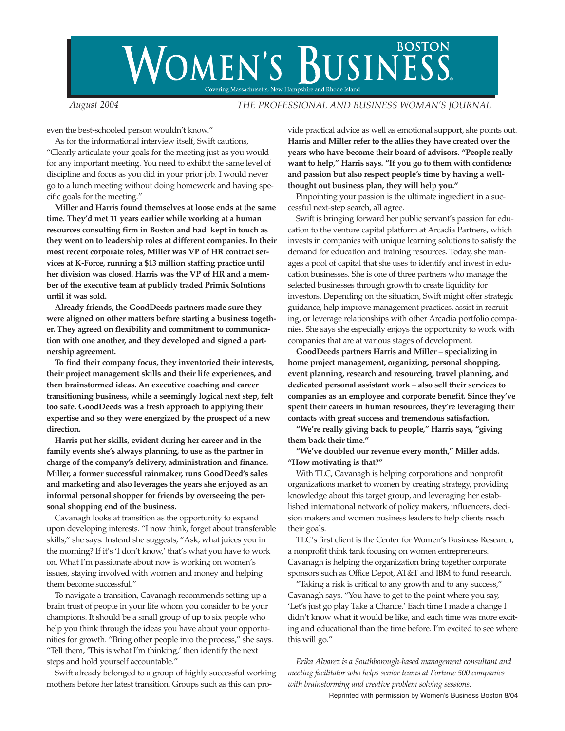even the best-schooled person wouldn't know."

As for the informational interview itself, Swift cautions, "Clearly articulate your goals for the meeting just as you would for any important meeting. You need to exhibit the same level of discipline and focus as you did in your prior job. I would never go to a lunch meeting without doing homework and having specific goals for the meeting."

**Miller and Harris found themselves at loose ends at the same time. They'd met 11 years earlier while working at a human resources consulting firm in Boston and had kept in touch as they went on to leadership roles at different companies. In their most recent corporate roles, Miller was VP of HR contract services at K-Force, running a $13 million staffing practice until her division was closed. Harris was the VP of HR and a member of the executive team at publicly traded Primix Solutions until it was sold.**

**Already friends, the GoodDeeds partners made sure they were aligned on other matters before starting a business together. They agreed on flexibility and commitment to communication with one another, and they developed and signed a partnership agreement.**

**To find their company focus, they inventoried their interests, their project management skills and their life experiences, and then brainstormed ideas. An executive coaching and career transitioning business, while a seemingly logical next step, felt too safe. GoodDeeds was a fresh approach to applying their expertise and so they were energized by the prospect of a new direction.**

**Harris put her skills, evident during her career and in the family events she's always planning, to use as the partner in charge of the company's delivery, administration and finance. Miller, a former successful rainmaker, runs GoodDeed's sales and marketing and also leverages the years she enjoyed as an informal personal shopper for friends by overseeing the personal shopping end of the business.**

Cavanagh looks at transition as the opportunity to expand upon developing interests. "I now think, forget about transferable skills," she says. Instead she suggests, "Ask, what juices you in the morning? If it's 'I don't know,' that's what you have to work on. What I'm passionate about now is working on women's issues, staying involved with women and money and helping them become successful."

To navigate a transition, Cavanagh recommends setting up a brain trust of people in your life whom you consider to be your champions. It should be a small group of up to six people who help you think through the ideas you have about your opportunities for growth. "Bring other people into the process," she says. "Tell them, 'This is what I'm thinking,' then identify the next steps and hold yourself accountable."

Swift already belonged to a group of highly successful working mothers before her latest transition. Groups such as this can provide practical advice as well as emotional support, she points out. **Harris and Miller refer to the allies they have created over the years who have become their board of advisors. "People really want to help," Harris says. "If you go to them with confidence and passion but also respect people's time by having a well-thought out business plan, they will help you."**

Pinpointing your passion is the ultimate ingredient in a successful next-step search, all agree.

Swift is bringing forward her public servant's passion for education to the venture capital platform at Arcadia Partners, which invests in companies with unique learning solutions to satisfy the demand for education and training resources. Today, she manages a pool of capital that she uses to identify and invest in education businesses. She is one of three partners who manage the selected businesses through growth to create liquidity for investors. Depending on the situation, Swift might offer strategic guidance, help improve management practices, assist in recruiting, or leverage relationships with other Arcadia portfolio companies. She says she especially enjoys the opportunity to work with companies that are at various stages of development.

**GoodDeeds partners Harris and Miller – specializing in home project management, organizing, personal shopping, event planning, research and resourcing, travel planning, and dedicated personal assistant work – also sell their services to companies as an employee and corporate benefit. Since they've spent their careers in human resources, they're leveraging their contacts with great success and tremendous satisfaction.**

**"We're really giving back to people," Harris says, "giving them back their time."**

**"We've doubled our revenue every month," Miller adds. "How motivating is that?"**

With TLC, Cavanagh is helping corporations and nonprofit organizations market to women by creating strategy, providing knowledge about this target group, and leveraging her established international network of policy makers, influencers, decision makers and women business leaders to help clients reach their goals.

TLC's first client is the Center for Women's Business Research, a nonprofit think tank focusing on women entrepreneurs. Cavanagh is helping the organization bring together corporate sponsors such as Office Depot, AT&T and IBM to fund research.

"Taking a risk is critical to any growth and to any success," Cavanagh says. "You have to get to the point where you say, 'Let's just go play Take a Chance.' Each time I made a change I didn't know what it would be like, and each time was more exciting and educational than the time before. I'm excited to see where this will go."

*Erika Alvarez is a Southborough-based management consultant and meeting facilitator who helps senior teams at Fortune 500 companies with brainstorming and creative problem solving sessions.*

Reprinted with permission by Women's Business Boston 8/04